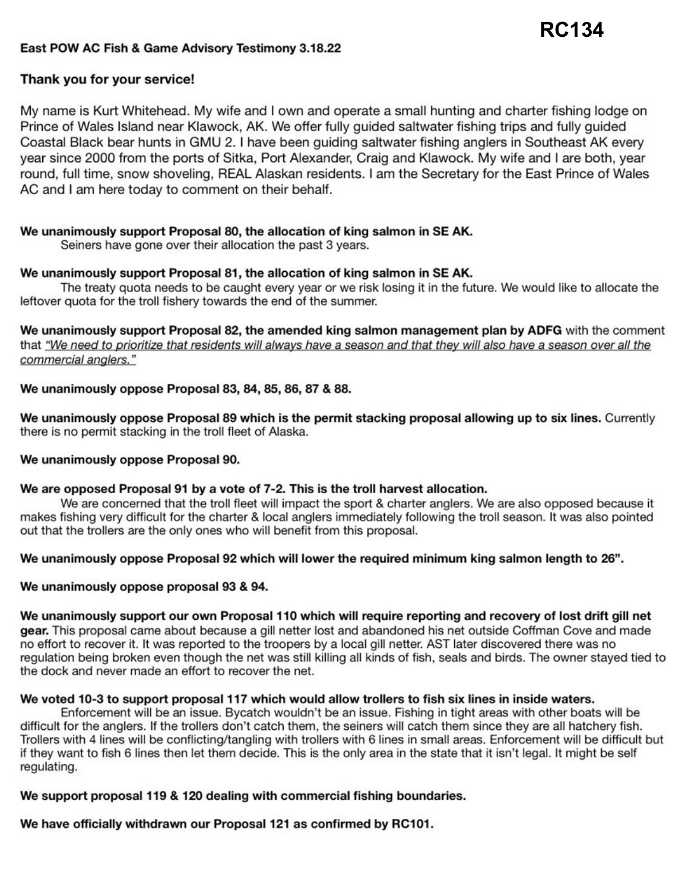**RC134**

**East POW AC Fish & Game Advisory Testimony 3.18.22**

**Thank you for your service!**

My name is Kurt Whitehead. My wife and I own and operate a small hunting and charter fishing lodge on Prince of Wales Island near Klawock, AK. We offer fully guided saltwater fishing trips and fully guided Coastal Black bear hunts in GMU 2. I have been guiding saltwater fishing anglers in Southeast AK every year since 2000 from the ports of Sitka, Port Alexander, Craig and Klawock. My wife and I are both, year round, full time, snow shoveling, REAL Alaskan residents. I am the Secretary for the East Prince of Wales AC and I am here today to comment on their behalf.

**We unanimously support Proposal 80, the allocation of king salmon in SE AK.**
Seiners have gone over their allocation the past 3 years.

**We unanimously support Proposal 81, the allocation of king salmon in SE AK.**
The treaty quota needs to be caught every year or we risk losing it in the future. We would like to allocate the leftover quota for the troll fishery towards the end of the summer.

**We unanimously support Proposal 82, the amended king salmon management plan by ADFG** with the comment that *"We need to prioritize that residents will always have a season and that they will also have a season over all the commercial anglers."*

**We unanimously oppose Proposal 83, 84, 85, 86, 87 & 88.**

**We unanimously oppose Proposal 89 which is the permit stacking proposal allowing up to six lines.** Currently there is no permit stacking in the troll fleet of Alaska.

**We unanimously oppose Proposal 90.**

**We are opposed Proposal 91 by a vote of 7-2. This is the troll harvest allocation.**
We are concerned that the troll fleet will impact the sport & charter anglers. We are also opposed because it makes fishing very difficult for the charter & local anglers immediately following the troll season. It was also pointed out that the trollers are the only ones who will benefit from this proposal.

**We unanimously oppose Proposal 92 which will lower the required minimum king salmon length to 26".**

**We unanimously oppose proposal 93 & 94.**

**We unanimously support our own Proposal 110 which will require reporting and recovery of lost drift gill net gear.** This proposal came about because a gill netter lost and abandoned his net outside Coffman Cove and made no effort to recover it. It was reported to the troopers by a local gill netter. AST later discovered there was no regulation being broken even though the net was still killing all kinds of fish, seals and birds. The owner stayed tied to the dock and never made an effort to recover the net.

**We voted 10-3 to support proposal 117 which would allow trollers to fish six lines in inside waters.**
Enforcement will be an issue. Bycatch wouldn't be an issue. Fishing in tight areas with other boats will be difficult for the anglers. If the trollers don't catch them, the seiners will catch them since they are all hatchery fish. Trollers with 4 lines will be conflicting/tangling with trollers with 6 lines in small areas. Enforcement will be difficult but if they want to fish 6 lines then let them decide. This is the only area in the state that it isn't legal. It might be self regulating.

**We support proposal 119 & 120 dealing with commercial fishing boundaries.**

**We have officially withdrawn our Proposal 121 as confirmed by RC101.**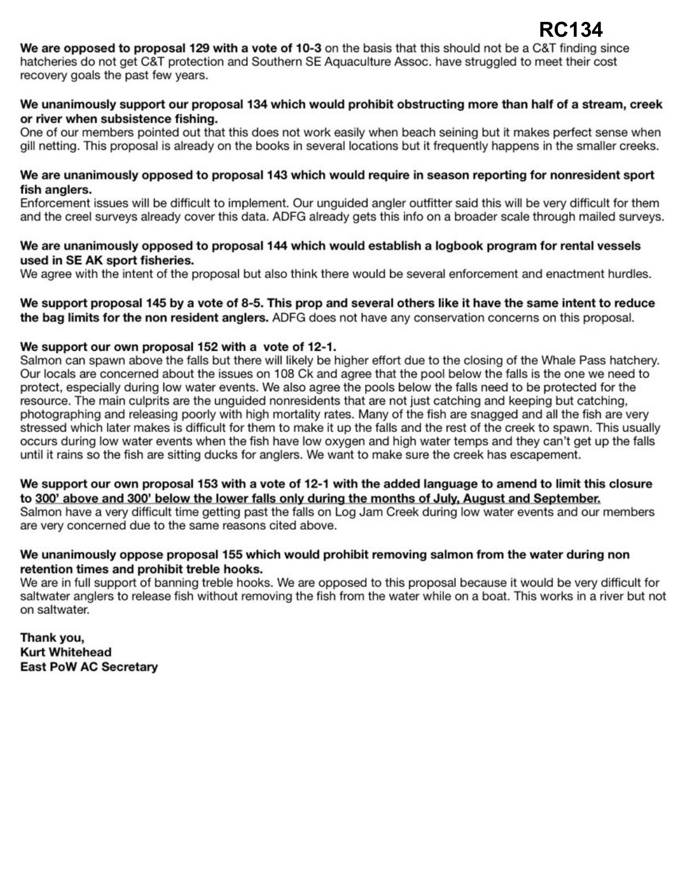**RC134**

**We are opposed to proposal 129 with a vote of 10-3** on the basis that this should not be a C&T finding since hatcheries do not get C&T protection and Southern SE Aquaculture Assoc. have struggled to meet their cost recovery goals the past few years.

**We unanimously support our proposal 134 which would prohibit obstructing more than half of a stream, creek or river when subsistence fishing.**
One of our members pointed out that this does not work easily when beach seining but it makes perfect sense when gill netting. This proposal is already on the books in several locations but it frequently happens in the smaller creeks.

**We are unanimously opposed to proposal 143 which would require in season reporting for nonresident sport fish anglers.**
Enforcement issues will be difficult to implement. Our unguided angler outfitter said this will be very difficult for them and the creel surveys already cover this data. ADFG already gets this info on a broader scale through mailed surveys.

**We are unanimously opposed to proposal 144 which would establish a logbook program for rental vessels used in SE AK sport fisheries.**
We agree with the intent of the proposal but also think there would be several enforcement and enactment hurdles.

**We support proposal 145 by a vote of 8-5. This prop and several others like it have the same intent to reduce the bag limits for the non resident anglers.** ADFG does not have any conservation concerns on this proposal.

**We support our own proposal 152 with a vote of 12-1.**
Salmon can spawn above the falls but there will likely be higher effort due to the closing of the Whale Pass hatchery. Our locals are concerned about the issues on 108 Ck and agree that the pool below the falls is the one we need to protect, especially during low water events. We also agree the pools below the falls need to be protected for the resource. The main culprits are the unguided nonresidents that are not just catching and keeping but catching, photographing and releasing poorly with high mortality rates. Many of the fish are snagged and all the fish are very stressed which later makes is difficult for them to make it up the falls and the rest of the creek to spawn. This usually occurs during low water events when the fish have low oxygen and high water temps and they can't get up the falls until it rains so the fish are sitting ducks for anglers. We want to make sure the creek has escapement.

**We support our own proposal 153 with a vote of 12-1 with the added language to amend to limit this closure to <u>300' above and 300' below the lower falls only during the months of July, August and September.</u>**
Salmon have a very difficult time getting past the falls on Log Jam Creek during low water events and our members are very concerned due to the same reasons cited above.

**We unanimously oppose proposal 155 which would prohibit removing salmon from the water during non retention times and prohibit treble hooks.**
We are in full support of banning treble hooks. We are opposed to this proposal because it would be very difficult for saltwater anglers to release fish without removing the fish from the water while on a boat. This works in a river but not on saltwater.

**Thank you,**
**Kurt Whitehead**
**East PoW AC Secretary**